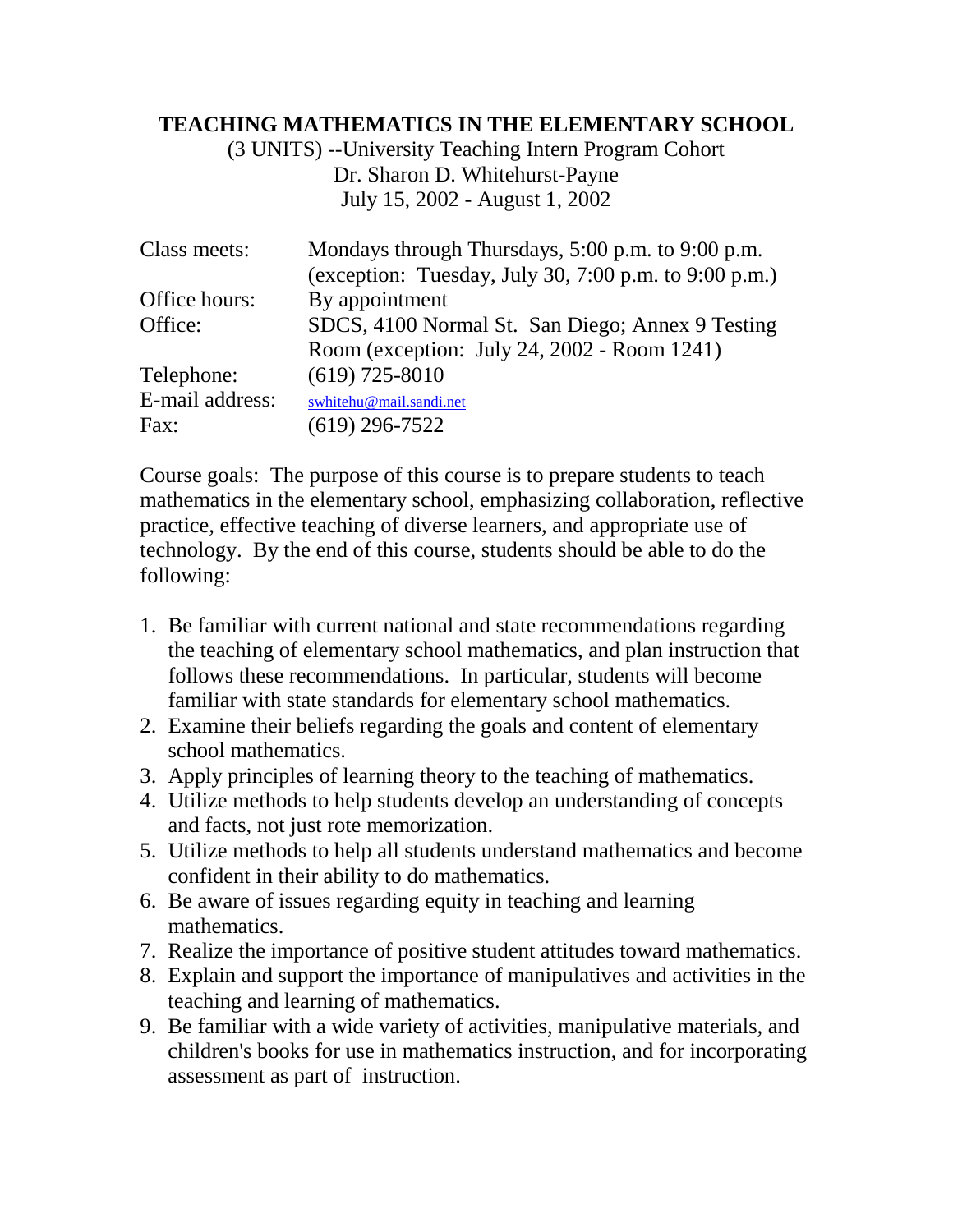# TEACHING MATHEMATICS IN THE ELEMENTARY SCHOOL

(3 UNITS) --University Teaching Intern Program Cohort
Dr. Sharon D. Whitehurst-Payne
July 15, 2002 - August 1, 2002

| | |
|---|---|
| Class meets: | Mondays through Thursdays, 5:00 p.m. to 9:00 p.m. (exception: Tuesday, July 30, 7:00 p.m. to 9:00 p.m.) |
| Office hours: | By appointment |
| Office: | SDCS, 4100 Normal St. San Diego; Annex 9 Testing Room (exception: July 24, 2002 - Room 1241) |
| Telephone: | (619) 725-8010 |
| E-mail address: | swhitehu@mail.sandi.net |
| Fax: | (619) 296-7522 |

Course goals: The purpose of this course is to prepare students to teach mathematics in the elementary school, emphasizing collaboration, reflective practice, effective teaching of diverse learners, and appropriate use of technology. By the end of this course, students should be able to do the following:

1. Be familiar with current national and state recommendations regarding the teaching of elementary school mathematics, and plan instruction that follows these recommendations. In particular, students will become familiar with state standards for elementary school mathematics.
2. Examine their beliefs regarding the goals and content of elementary school mathematics.
3. Apply principles of learning theory to the teaching of mathematics.
4. Utilize methods to help students develop an understanding of concepts and facts, not just rote memorization.
5. Utilize methods to help all students understand mathematics and become confident in their ability to do mathematics.
6. Be aware of issues regarding equity in teaching and learning mathematics.
7. Realize the importance of positive student attitudes toward mathematics.
8. Explain and support the importance of manipulatives and activities in the teaching and learning of mathematics.
9. Be familiar with a wide variety of activities, manipulative materials, and children's books for use in mathematics instruction, and for incorporating assessment as part of instruction.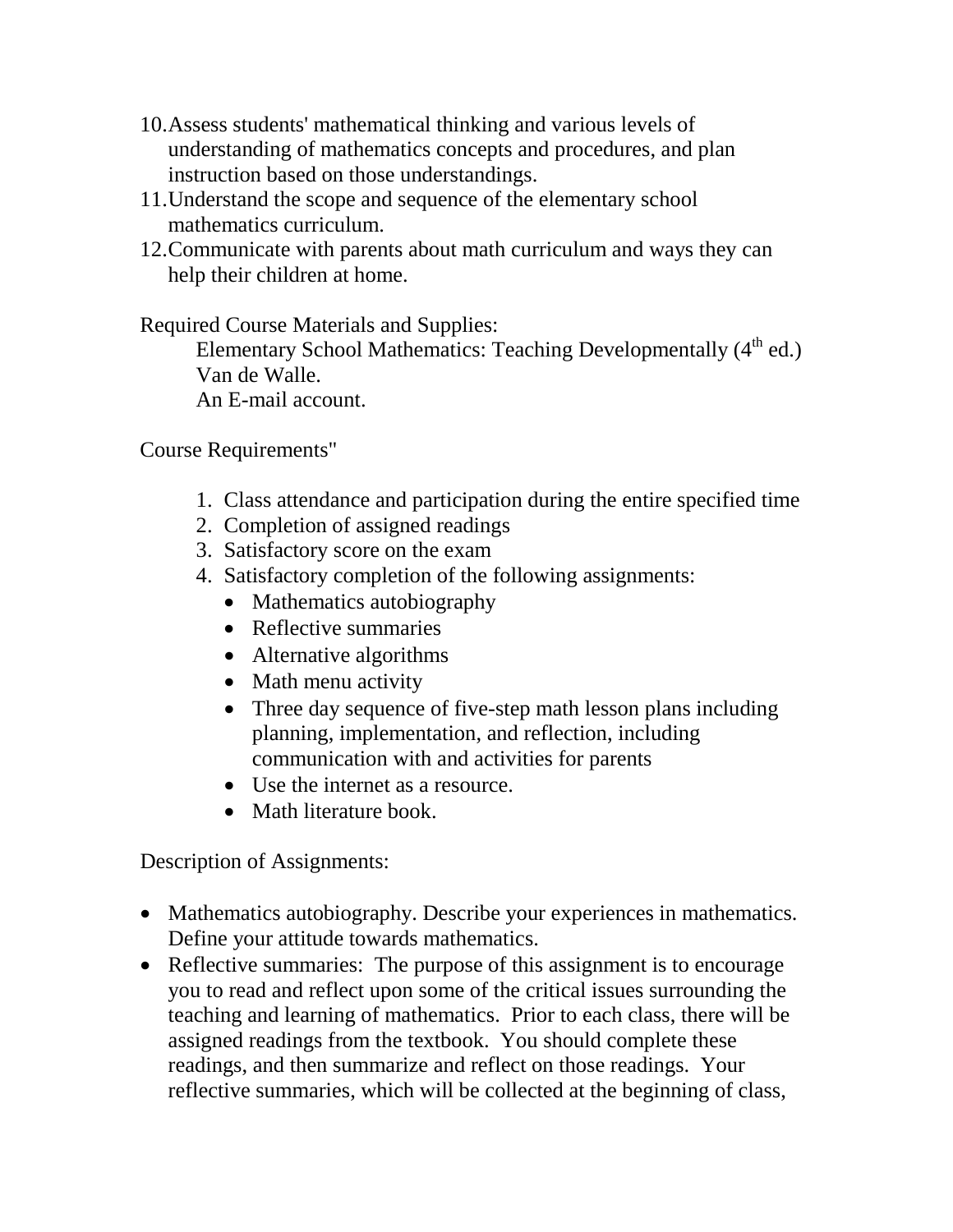10. Assess students' mathematical thinking and various levels of understanding of mathematics concepts and procedures, and plan instruction based on those understandings.
11. Understand the scope and sequence of the elementary school mathematics curriculum.
12. Communicate with parents about math curriculum and ways they can help their children at home.

Required Course Materials and Supplies:

Elementary School Mathematics: Teaching Developmentally (4th ed.)
Van de Walle.
An E-mail account.

Course Requirements"

1. Class attendance and participation during the entire specified time
2. Completion of assigned readings
3. Satisfactory score on the exam
4. Satisfactory completion of the following assignments:
   - Mathematics autobiography
   - Reflective summaries
   - Alternative algorithms
   - Math menu activity
   - Three day sequence of five-step math lesson plans including planning, implementation, and reflection, including communication with and activities for parents
   - Use the internet as a resource.
   - Math literature book.

Description of Assignments:

- Mathematics autobiography. Describe your experiences in mathematics. Define your attitude towards mathematics.
- Reflective summaries: The purpose of this assignment is to encourage you to read and reflect upon some of the critical issues surrounding the teaching and learning of mathematics. Prior to each class, there will be assigned readings from the textbook. You should complete these readings, and then summarize and reflect on those readings. Your reflective summaries, which will be collected at the beginning of class,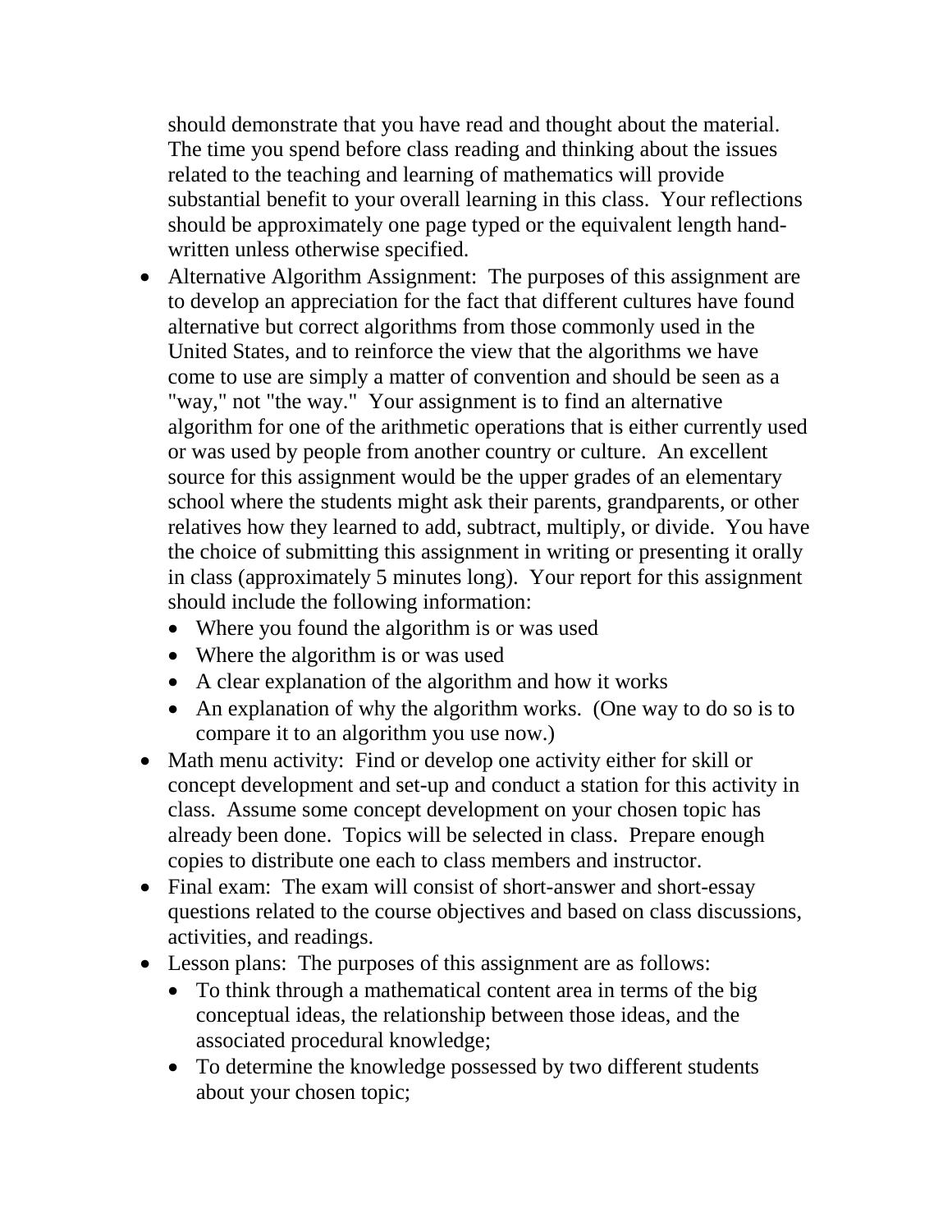should demonstrate that you have read and thought about the material. The time you spend before class reading and thinking about the issues related to the teaching and learning of mathematics will provide substantial benefit to your overall learning in this class. Your reflections should be approximately one page typed or the equivalent length hand-written unless otherwise specified.

- Alternative Algorithm Assignment: The purposes of this assignment are to develop an appreciation for the fact that different cultures have found alternative but correct algorithms from those commonly used in the United States, and to reinforce the view that the algorithms we have come to use are simply a matter of convention and should be seen as a "way," not "the way." Your assignment is to find an alternative algorithm for one of the arithmetic operations that is either currently used or was used by people from another country or culture. An excellent source for this assignment would be the upper grades of an elementary school where the students might ask their parents, grandparents, or other relatives how they learned to add, subtract, multiply, or divide. You have the choice of submitting this assignment in writing or presenting it orally in class (approximately 5 minutes long). Your report for this assignment should include the following information:
  - Where you found the algorithm is or was used
  - Where the algorithm is or was used
  - A clear explanation of the algorithm and how it works
  - An explanation of why the algorithm works. (One way to do so is to compare it to an algorithm you use now.)
- Math menu activity: Find or develop one activity either for skill or concept development and set-up and conduct a station for this activity in class. Assume some concept development on your chosen topic has already been done. Topics will be selected in class. Prepare enough copies to distribute one each to class members and instructor.
- Final exam: The exam will consist of short-answer and short-essay questions related to the course objectives and based on class discussions, activities, and readings.
- Lesson plans: The purposes of this assignment are as follows:
  - To think through a mathematical content area in terms of the big conceptual ideas, the relationship between those ideas, and the associated procedural knowledge;
  - To determine the knowledge possessed by two different students about your chosen topic;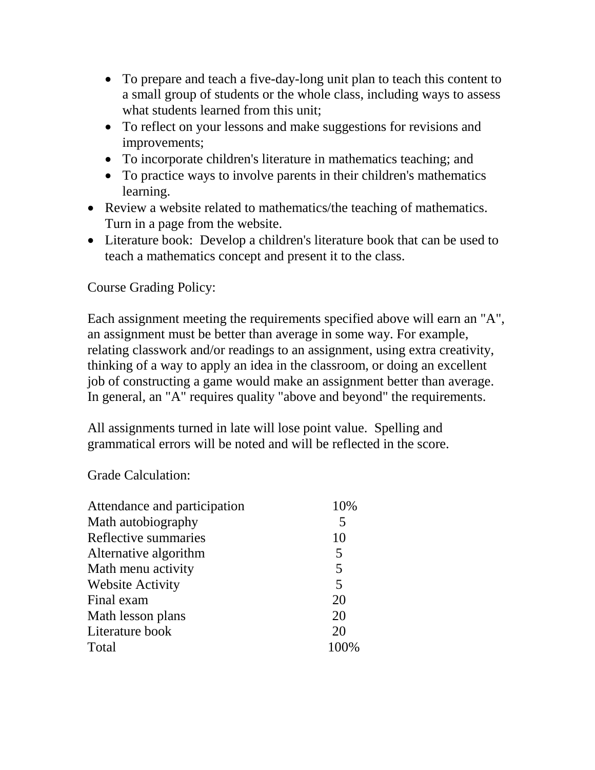- To prepare and teach a five-day-long unit plan to teach this content to a small group of students or the whole class, including ways to assess what students learned from this unit;
  - To reflect on your lessons and make suggestions for revisions and improvements;
  - To incorporate children's literature in mathematics teaching; and
  - To practice ways to involve parents in their children's mathematics learning.
- Review a website related to mathematics/the teaching of mathematics. Turn in a page from the website.
- Literature book: Develop a children's literature book that can be used to teach a mathematics concept and present it to the class.

Course Grading Policy:

Each assignment meeting the requirements specified above will earn an "A", an assignment must be better than average in some way. For example, relating classwork and/or readings to an assignment, using extra creativity, thinking of a way to apply an idea in the classroom, or doing an excellent job of constructing a game would make an assignment better than average. In general, an "A" requires quality "above and beyond" the requirements.

All assignments turned in late will lose point value. Spelling and grammatical errors will be noted and will be reflected in the score.

Grade Calculation:

| | |
|---|---|
| Attendance and participation | 10% |
| Math autobiography | 5 |
| Reflective summaries | 10 |
| Alternative algorithm | 5 |
| Math menu activity | 5 |
| Website Activity | 5 |
| Final exam | 20 |
| Math lesson plans | 20 |
| Literature book | 20 |
| Total | 100% |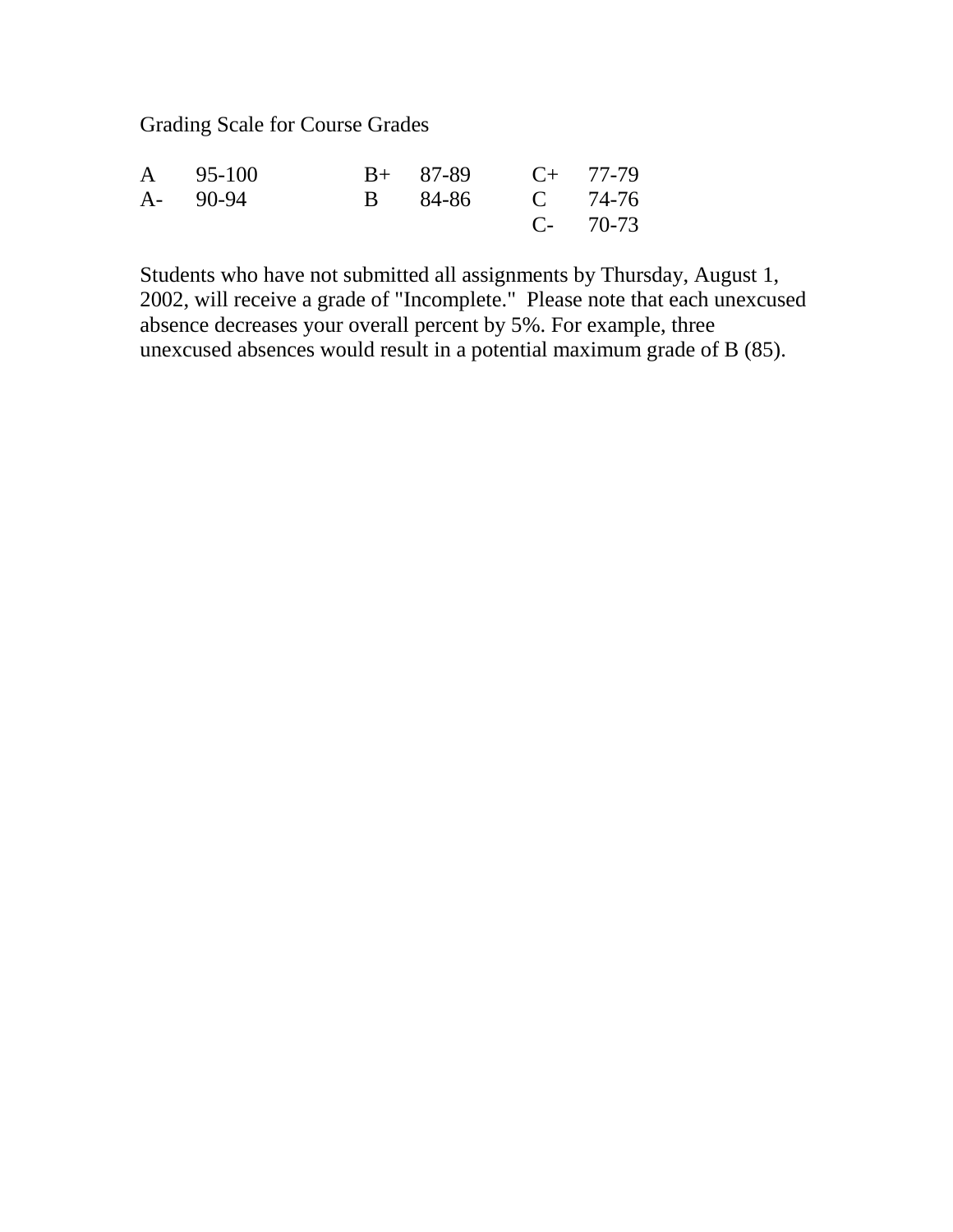Grading Scale for Course Grades

| | | | | | |
|---|---|---|---|---|---|
| A | 95-100 | B+ | 87-89 | C+ | 77-79 |
| A- | 90-94 | B | 84-86 | C | 74-76 |
| | | | | C- | 70-73 |

Students who have not submitted all assignments by Thursday, August 1, 2002, will receive a grade of "Incomplete." Please note that each unexcused absence decreases your overall percent by 5%. For example, three unexcused absences would result in a potential maximum grade of B (85).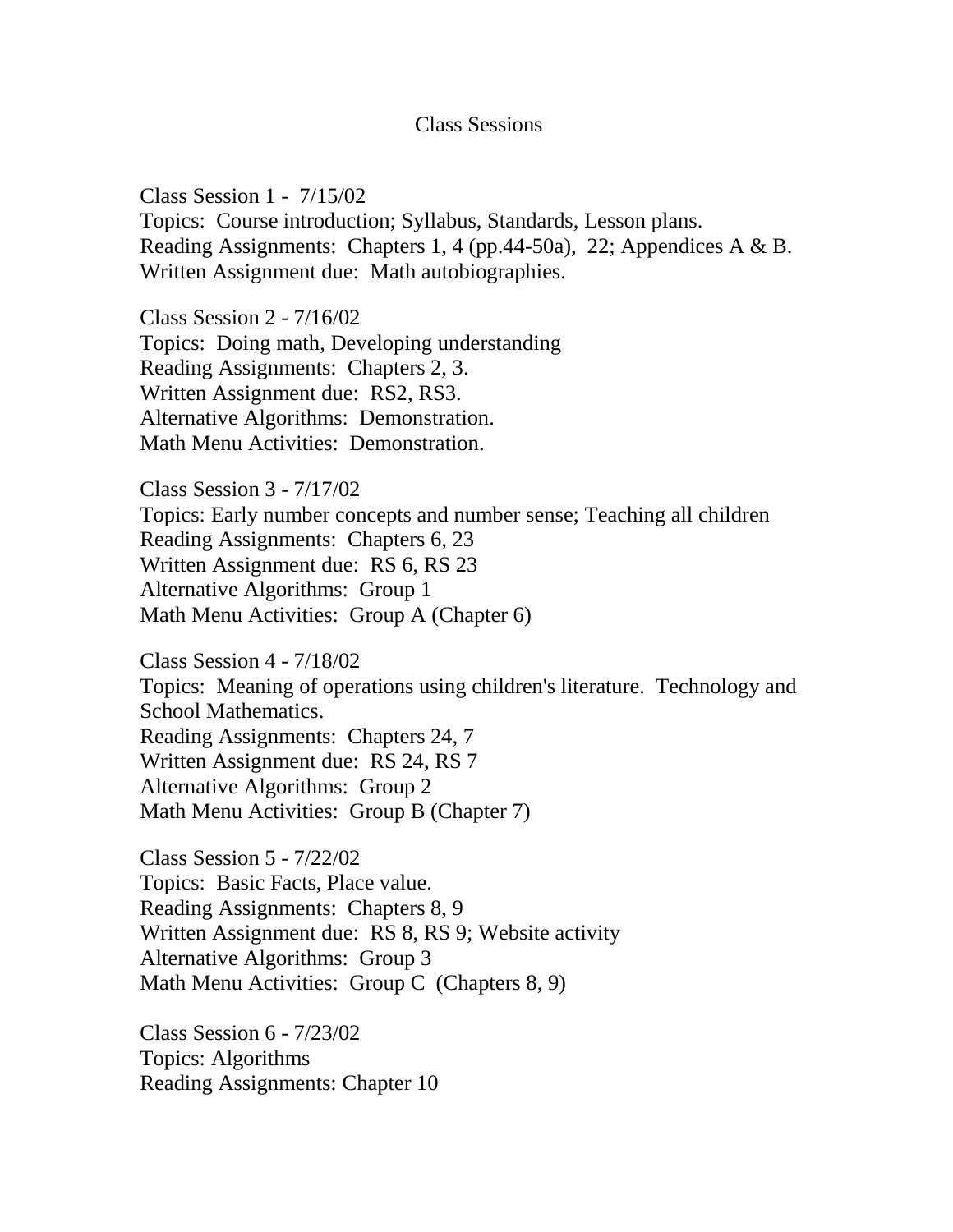# Class Sessions

Class Session 1 - 7/15/02
Topics: Course introduction; Syllabus, Standards, Lesson plans.
Reading Assignments: Chapters 1, 4 (pp.44-50a), 22; Appendices A & B.
Written Assignment due: Math autobiographies.

Class Session 2 - 7/16/02
Topics: Doing math, Developing understanding
Reading Assignments: Chapters 2, 3.
Written Assignment due: RS2, RS3.
Alternative Algorithms: Demonstration.
Math Menu Activities: Demonstration.

Class Session 3 - 7/17/02
Topics: Early number concepts and number sense; Teaching all children
Reading Assignments: Chapters 6, 23
Written Assignment due: RS 6, RS 23
Alternative Algorithms: Group 1
Math Menu Activities: Group A (Chapter 6)

Class Session 4 - 7/18/02
Topics: Meaning of operations using children's literature. Technology and School Mathematics.
Reading Assignments: Chapters 24, 7
Written Assignment due: RS 24, RS 7
Alternative Algorithms: Group 2
Math Menu Activities: Group B (Chapter 7)

Class Session 5 - 7/22/02
Topics: Basic Facts, Place value.
Reading Assignments: Chapters 8, 9
Written Assignment due: RS 8, RS 9; Website activity
Alternative Algorithms: Group 3
Math Menu Activities: Group C (Chapters 8, 9)

Class Session 6 - 7/23/02
Topics: Algorithms
Reading Assignments: Chapter 10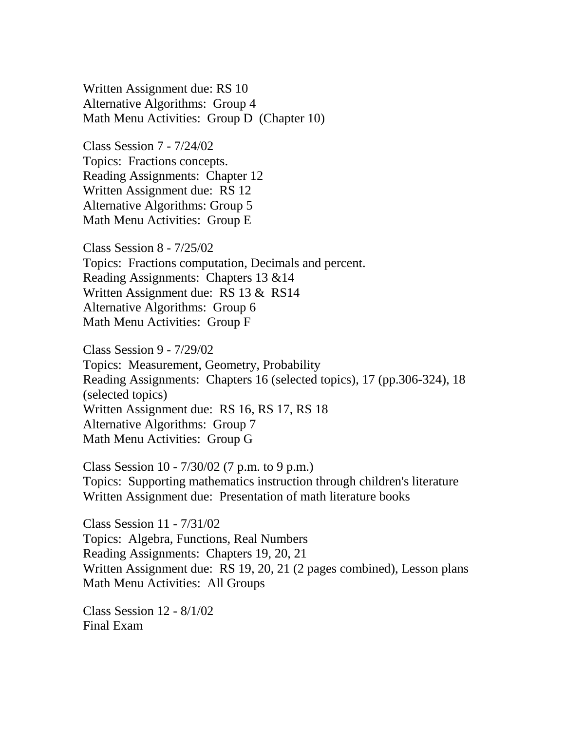Written Assignment due: RS 10
Alternative Algorithms: Group 4
Math Menu Activities: Group D (Chapter 10)

Class Session 7 - 7/24/02
Topics: Fractions concepts.
Reading Assignments: Chapter 12
Written Assignment due: RS 12
Alternative Algorithms: Group 5
Math Menu Activities: Group E

Class Session 8 - 7/25/02
Topics: Fractions computation, Decimals and percent.
Reading Assignments: Chapters 13 &14
Written Assignment due: RS 13 & RS14
Alternative Algorithms: Group 6
Math Menu Activities: Group F

Class Session 9 - 7/29/02
Topics: Measurement, Geometry, Probability
Reading Assignments: Chapters 16 (selected topics), 17 (pp.306-324), 18 (selected topics)
Written Assignment due: RS 16, RS 17, RS 18
Alternative Algorithms: Group 7
Math Menu Activities: Group G

Class Session 10 - 7/30/02 (7 p.m. to 9 p.m.)
Topics: Supporting mathematics instruction through children's literature
Written Assignment due: Presentation of math literature books

Class Session 11 - 7/31/02
Topics: Algebra, Functions, Real Numbers
Reading Assignments: Chapters 19, 20, 21
Written Assignment due: RS 19, 20, 21 (2 pages combined), Lesson plans
Math Menu Activities: All Groups

Class Session 12 - 8/1/02
Final Exam